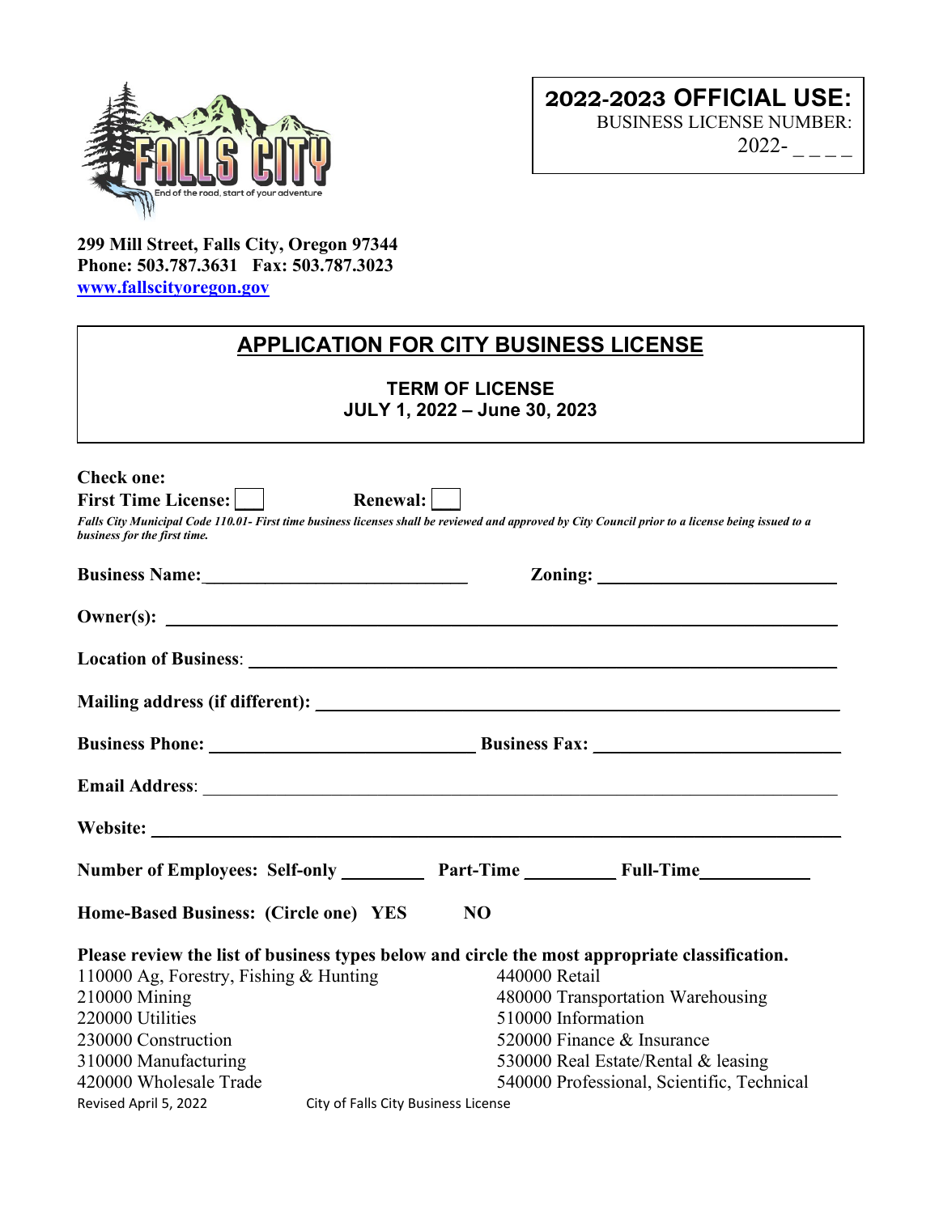**2022-2023 OFFICIAL USE:**
BUSINESS LICENSE NUMBER:
2022- _ _ _ _

**299 Mill Street, Falls City, Oregon 97344**
**Phone: 503.787.3631 Fax: 503.787.3023**
**www.fallscityoregon.gov**

# APPLICATION FOR CITY BUSINESS LICENSE

**TERM OF LICENSE**
**JULY 1, 2022 – June 30, 2023**

**Check one:**
**First Time License:** ☐ **Renewal:** ☐

*Falls City Municipal Code 110.01- First time business licenses shall be reviewed and approved by City Council prior to a license being issued to a business for the first time.*

**Business Name:**______________________________ **Zoning:** ____________________________

**Owner(s):** ____________________________________________________________________

**Location of Business**: ____________________________________________________________

**Mailing address (if different):** ___________________________________________________

**Business Phone:** ______________________________ **Business Fax:** ____________________________

**Email Address**: ________________________________________________________________

**Website:** _____________________________________________________________________

**Number of Employees: Self-only** _________ **Part-Time** __________ **Full-Time**____________

**Home-Based Business: (Circle one) YES NO**

**Please review the list of business types below and circle the most appropriate classification.**

110000 Ag, Forestry, Fishing & Hunting
210000 Mining
220000 Utilities
230000 Construction
310000 Manufacturing
420000 Wholesale Trade
440000 Retail
480000 Transportation Warehousing
510000 Information
520000 Finance & Insurance
530000 Real Estate/Rental & leasing
540000 Professional, Scientific, Technical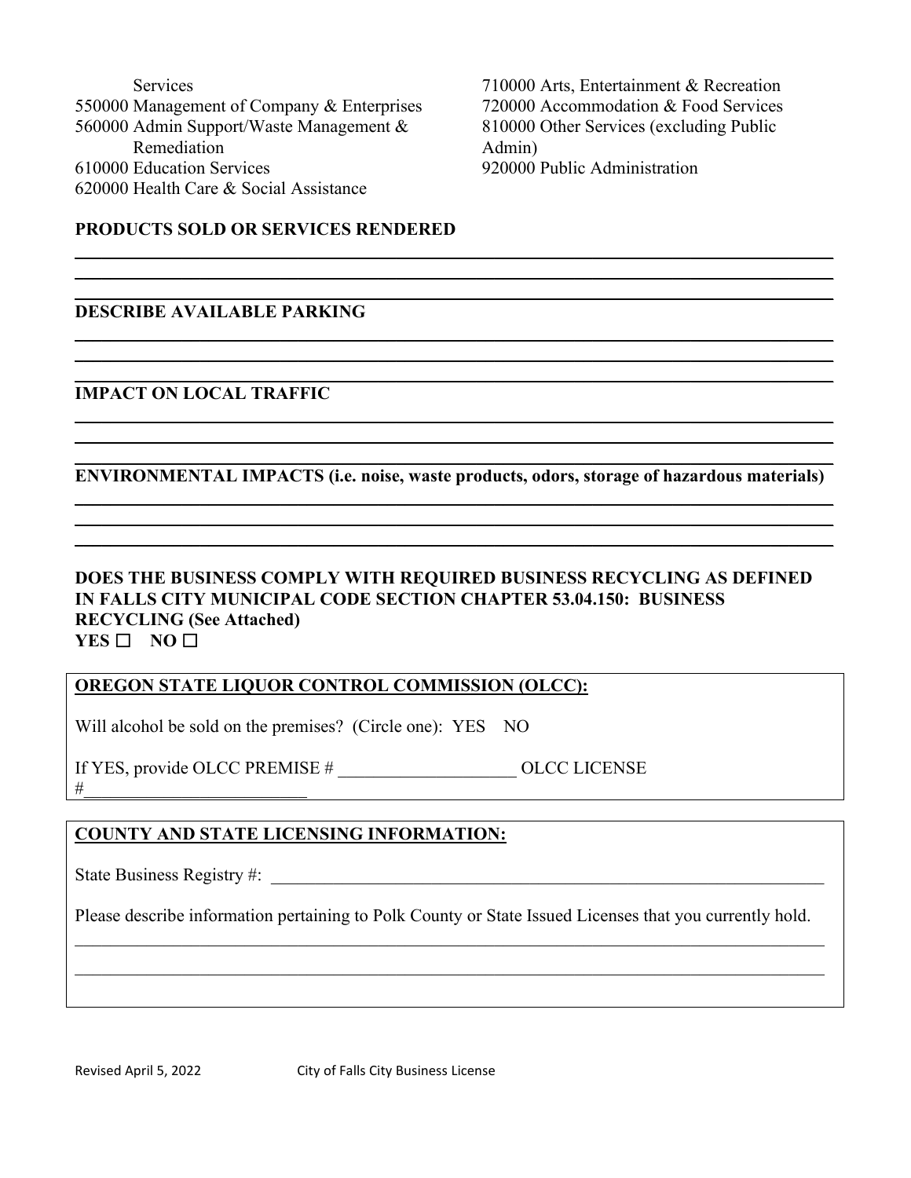Services
550000 Management of Company & Enterprises
560000 Admin Support/Waste Management & Remediation
610000 Education Services
620000 Health Care & Social Assistance
710000 Arts, Entertainment & Recreation
720000 Accommodation & Food Services
810000 Other Services (excluding Public Admin)
920000 Public Administration

**PRODUCTS SOLD OR SERVICES RENDERED**

___

___

___

**DESCRIBE AVAILABLE PARKING**

___

___

___

**IMPACT ON LOCAL TRAFFIC**

___

___

___

**ENVIRONMENTAL IMPACTS (i.e. noise, waste products, odors, storage of hazardous materials)**

___

___

___

**DOES THE BUSINESS COMPLY WITH REQUIRED BUSINESS RECYCLING AS DEFINED IN FALLS CITY MUNICIPAL CODE SECTION CHAPTER 53.04.150: BUSINESS RECYCLING (See Attached)**
**YES ☐ NO ☐**

**OREGON STATE LIQUOR CONTROL COMMISSION (OLCC):**

Will alcohol be sold on the premises? (Circle one): YES NO

If YES, provide OLCC PREMISE # ____________________ OLCC LICENSE #__________________________

**COUNTY AND STATE LICENSING INFORMATION:**

State Business Registry #: ______________________________________________________________

Please describe information pertaining to Polk County or State Issued Licenses that you currently hold.

___

___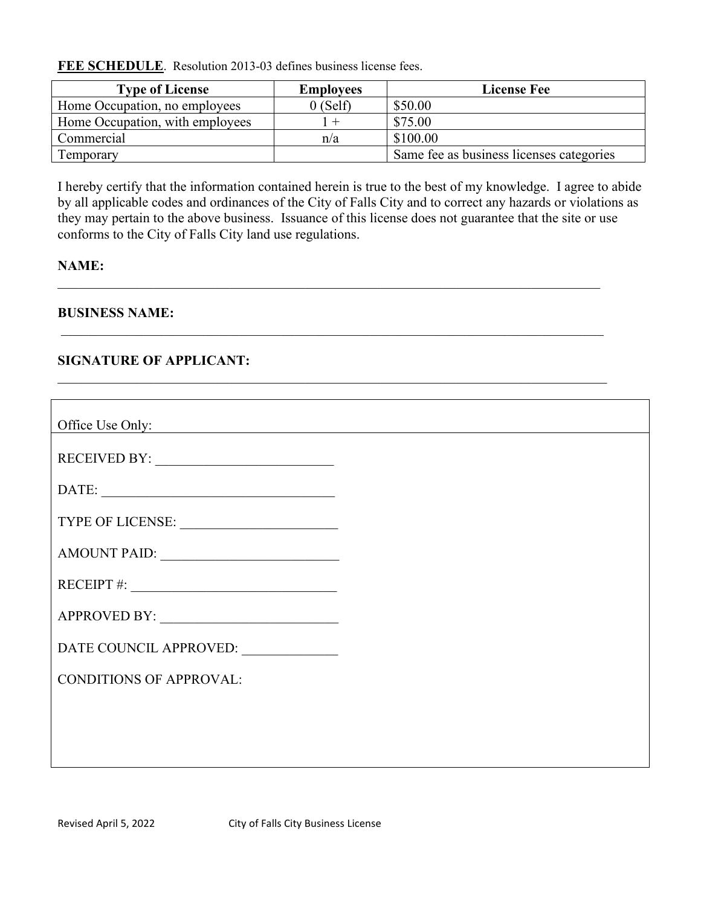**FEE SCHEDULE**. Resolution 2013-03 defines business license fees.

| Type of License | Employees | License Fee |
|---|---|---|
| Home Occupation, no employees | 0 (Self) | $50.00 |
| Home Occupation, with employees | 1 + | $75.00 |
| Commercial | n/a | $100.00 |
| Temporary | | Same fee as business licenses categories |

I hereby certify that the information contained herein is true to the best of my knowledge. I agree to abide by all applicable codes and ordinances of the City of Falls City and to correct any hazards or violations as they may pertain to the above business. Issuance of this license does not guarantee that the site or use conforms to the City of Falls City land use regulations.

**NAME:**

_______________________________________________________________________________

**BUSINESS NAME:**

_______________________________________________________________________________

**SIGNATURE OF APPLICANT:**

_______________________________________________________________________________

Office Use Only:

RECEIVED BY: ___________________________

DATE: ___________________________________

TYPE OF LICENSE: _______________________

AMOUNT PAID: __________________________

RECEIPT #: ______________________________

APPROVED BY: __________________________

DATE COUNCIL APPROVED: ______________

CONDITIONS OF APPROVAL: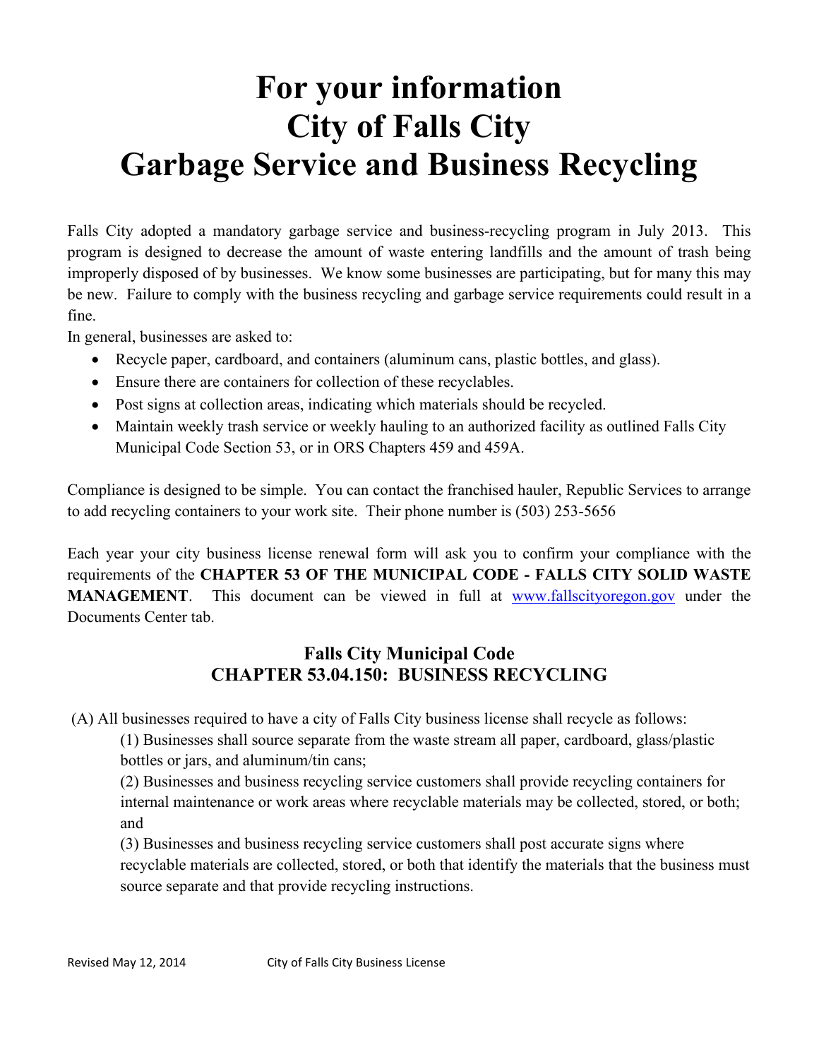# For your information
# City of Falls City
# Garbage Service and Business Recycling

Falls City adopted a mandatory garbage service and business-recycling program in July 2013. This program is designed to decrease the amount of waste entering landfills and the amount of trash being improperly disposed of by businesses. We know some businesses are participating, but for many this may be new. Failure to comply with the business recycling and garbage service requirements could result in a fine.

In general, businesses are asked to:

- Recycle paper, cardboard, and containers (aluminum cans, plastic bottles, and glass).
- Ensure there are containers for collection of these recyclables.
- Post signs at collection areas, indicating which materials should be recycled.
- Maintain weekly trash service or weekly hauling to an authorized facility as outlined Falls City Municipal Code Section 53, or in ORS Chapters 459 and 459A.

Compliance is designed to be simple. You can contact the franchised hauler, Republic Services to arrange to add recycling containers to your work site. Their phone number is (503) 253-5656

Each year your city business license renewal form will ask you to confirm your compliance with the requirements of the **CHAPTER 53 OF THE MUNICIPAL CODE - FALLS CITY SOLID WASTE MANAGEMENT**. This document can be viewed in full at www.fallscityoregon.gov under the Documents Center tab.

## Falls City Municipal Code
## CHAPTER 53.04.150: BUSINESS RECYCLING

(A) All businesses required to have a city of Falls City business license shall recycle as follows:

(1) Businesses shall source separate from the waste stream all paper, cardboard, glass/plastic bottles or jars, and aluminum/tin cans;

(2) Businesses and business recycling service customers shall provide recycling containers for internal maintenance or work areas where recyclable materials may be collected, stored, or both; and

(3) Businesses and business recycling service customers shall post accurate signs where recyclable materials are collected, stored, or both that identify the materials that the business must source separate and that provide recycling instructions.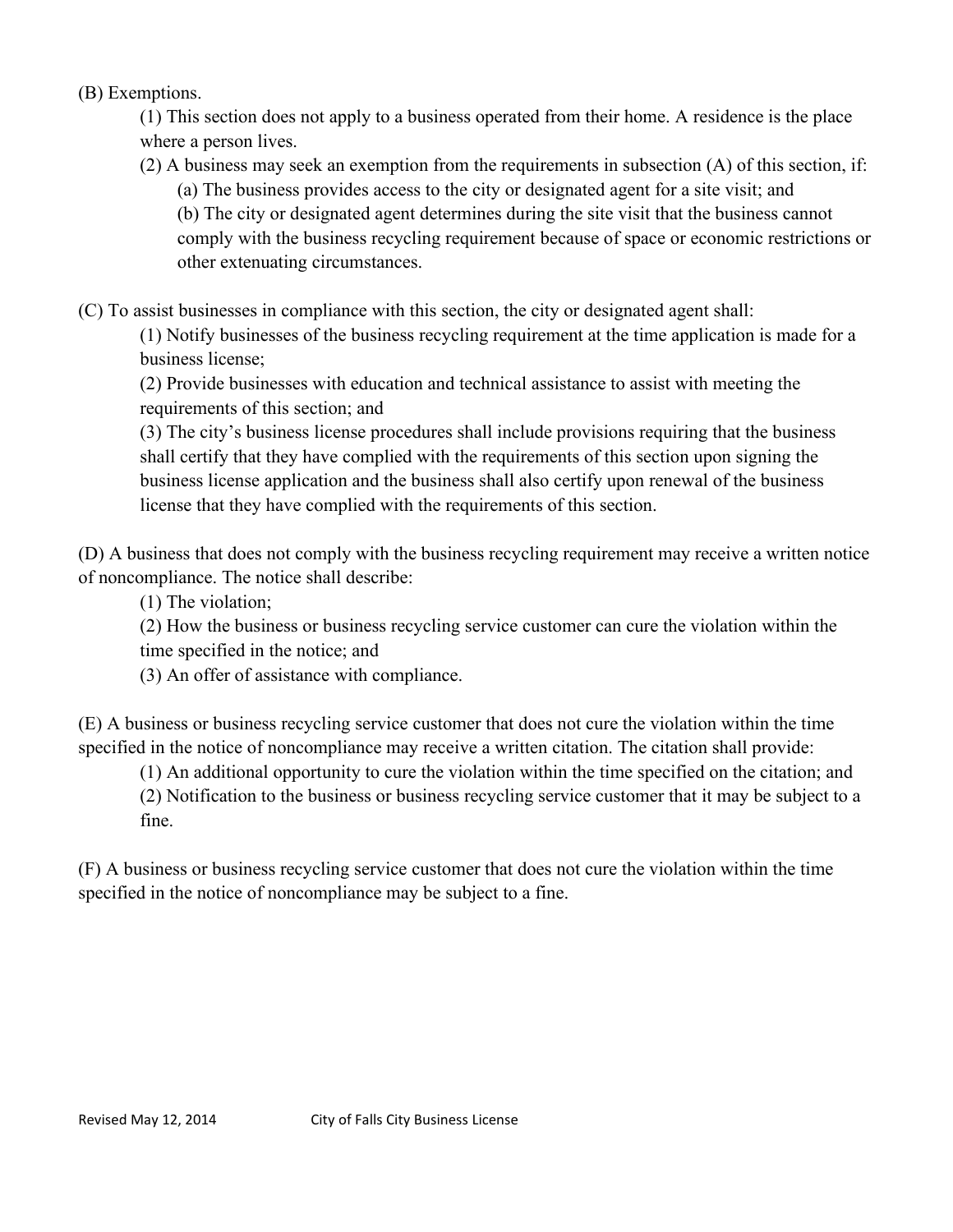(B) Exemptions.

(1) This section does not apply to a business operated from their home. A residence is the place where a person lives.

(2) A business may seek an exemption from the requirements in subsection (A) of this section, if:

(a) The business provides access to the city or designated agent for a site visit; and

(b) The city or designated agent determines during the site visit that the business cannot comply with the business recycling requirement because of space or economic restrictions or other extenuating circumstances.

(C) To assist businesses in compliance with this section, the city or designated agent shall:

(1) Notify businesses of the business recycling requirement at the time application is made for a business license;

(2) Provide businesses with education and technical assistance to assist with meeting the requirements of this section; and

(3) The city's business license procedures shall include provisions requiring that the business shall certify that they have complied with the requirements of this section upon signing the business license application and the business shall also certify upon renewal of the business license that they have complied with the requirements of this section.

(D) A business that does not comply with the business recycling requirement may receive a written notice of noncompliance. The notice shall describe:

(1) The violation;

(2) How the business or business recycling service customer can cure the violation within the time specified in the notice; and

(3) An offer of assistance with compliance.

(E) A business or business recycling service customer that does not cure the violation within the time specified in the notice of noncompliance may receive a written citation. The citation shall provide:

(1) An additional opportunity to cure the violation within the time specified on the citation; and

(2) Notification to the business or business recycling service customer that it may be subject to a fine.

(F) A business or business recycling service customer that does not cure the violation within the time specified in the notice of noncompliance may be subject to a fine.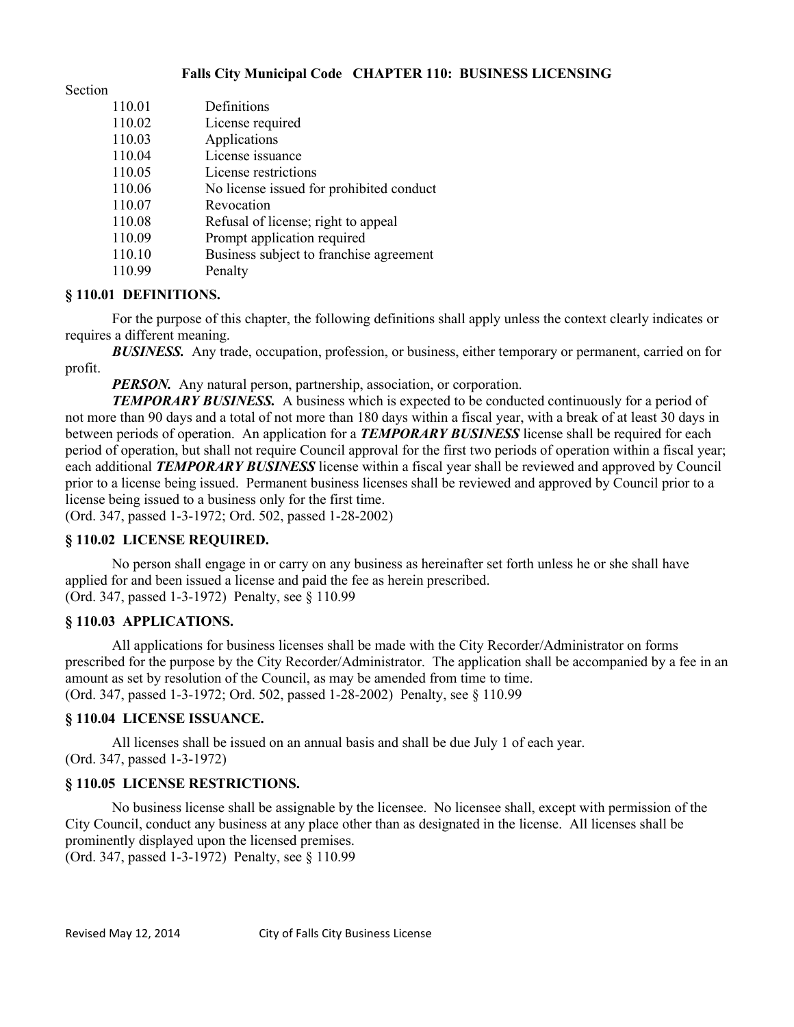# Falls City Municipal Code CHAPTER 110: BUSINESS LICENSING

Section

| | |
|---|---|
| 110.01 | Definitions |
| 110.02 | License required |
| 110.03 | Applications |
| 110.04 | License issuance |
| 110.05 | License restrictions |
| 110.06 | No license issued for prohibited conduct |
| 110.07 | Revocation |
| 110.08 | Refusal of license; right to appeal |
| 110.09 | Prompt application required |
| 110.10 | Business subject to franchise agreement |
| 110.99 | Penalty |

## § 110.01 DEFINITIONS.

For the purpose of this chapter, the following definitions shall apply unless the context clearly indicates or requires a different meaning.

***BUSINESS.*** Any trade, occupation, profession, or business, either temporary or permanent, carried on for profit.

***PERSON.*** Any natural person, partnership, association, or corporation.

***TEMPORARY BUSINESS.*** A business which is expected to be conducted continuously for a period of not more than 90 days and a total of not more than 180 days within a fiscal year, with a break of at least 30 days in between periods of operation. An application for a ***TEMPORARY BUSINESS*** license shall be required for each period of operation, but shall not require Council approval for the first two periods of operation within a fiscal year; each additional ***TEMPORARY BUSINESS*** license within a fiscal year shall be reviewed and approved by Council prior to a license being issued. Permanent business licenses shall be reviewed and approved by Council prior to a license being issued to a business only for the first time.

(Ord. 347, passed 1-3-1972; Ord. 502, passed 1-28-2002)

## § 110.02 LICENSE REQUIRED.

No person shall engage in or carry on any business as hereinafter set forth unless he or she shall have applied for and been issued a license and paid the fee as herein prescribed.

(Ord. 347, passed 1-3-1972) Penalty, see § 110.99

## § 110.03 APPLICATIONS.

All applications for business licenses shall be made with the City Recorder/Administrator on forms prescribed for the purpose by the City Recorder/Administrator. The application shall be accompanied by a fee in an amount as set by resolution of the Council, as may be amended from time to time.

(Ord. 347, passed 1-3-1972; Ord. 502, passed 1-28-2002) Penalty, see § 110.99

## § 110.04 LICENSE ISSUANCE.

All licenses shall be issued on an annual basis and shall be due July 1 of each year.

(Ord. 347, passed 1-3-1972)

## § 110.05 LICENSE RESTRICTIONS.

No business license shall be assignable by the licensee. No licensee shall, except with permission of the City Council, conduct any business at any place other than as designated in the license. All licenses shall be prominently displayed upon the licensed premises.

(Ord. 347, passed 1-3-1972) Penalty, see § 110.99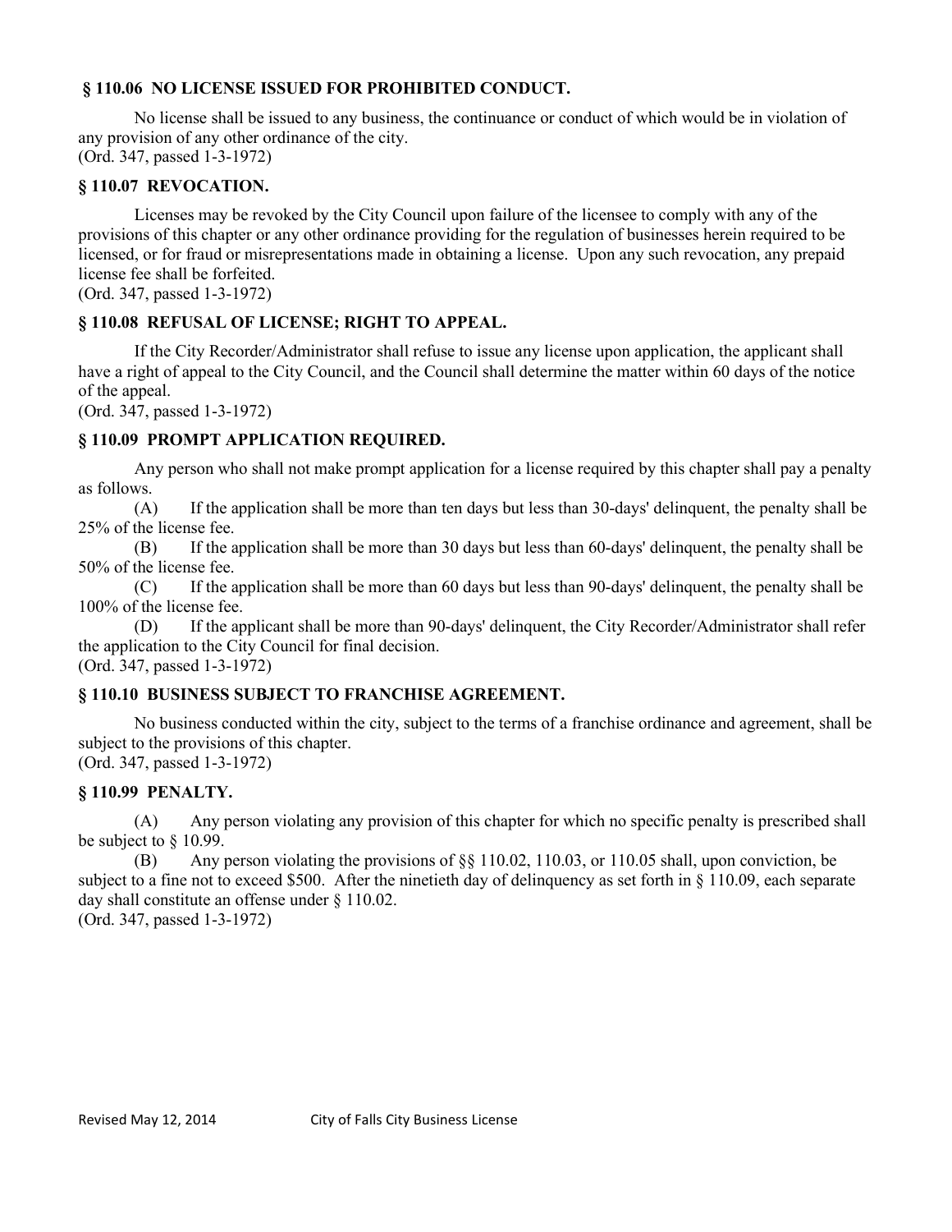### § 110.06 NO LICENSE ISSUED FOR PROHIBITED CONDUCT.

No license shall be issued to any business, the continuance or conduct of which would be in violation of any provision of any other ordinance of the city.
(Ord. 347, passed 1-3-1972)

### § 110.07 REVOCATION.

Licenses may be revoked by the City Council upon failure of the licensee to comply with any of the provisions of this chapter or any other ordinance providing for the regulation of businesses herein required to be licensed, or for fraud or misrepresentations made in obtaining a license. Upon any such revocation, any prepaid license fee shall be forfeited.
(Ord. 347, passed 1-3-1972)

### § 110.08 REFUSAL OF LICENSE; RIGHT TO APPEAL.

If the City Recorder/Administrator shall refuse to issue any license upon application, the applicant shall have a right of appeal to the City Council, and the Council shall determine the matter within 60 days of the notice of the appeal.
(Ord. 347, passed 1-3-1972)

### § 110.09 PROMPT APPLICATION REQUIRED.

Any person who shall not make prompt application for a license required by this chapter shall pay a penalty as follows.

(A) If the application shall be more than ten days but less than 30-days' delinquent, the penalty shall be 25% of the license fee.

(B) If the application shall be more than 30 days but less than 60-days' delinquent, the penalty shall be 50% of the license fee.

(C) If the application shall be more than 60 days but less than 90-days' delinquent, the penalty shall be 100% of the license fee.

(D) If the applicant shall be more than 90-days' delinquent, the City Recorder/Administrator shall refer the application to the City Council for final decision.
(Ord. 347, passed 1-3-1972)

### § 110.10 BUSINESS SUBJECT TO FRANCHISE AGREEMENT.

No business conducted within the city, subject to the terms of a franchise ordinance and agreement, shall be subject to the provisions of this chapter.
(Ord. 347, passed 1-3-1972)

### § 110.99 PENALTY.

(A) Any person violating any provision of this chapter for which no specific penalty is prescribed shall be subject to § 10.99.

(B) Any person violating the provisions of §§ 110.02, 110.03, or 110.05 shall, upon conviction, be subject to a fine not to exceed $500. After the ninetieth day of delinquency as set forth in § 110.09, each separate day shall constitute an offense under § 110.02.
(Ord. 347, passed 1-3-1972)